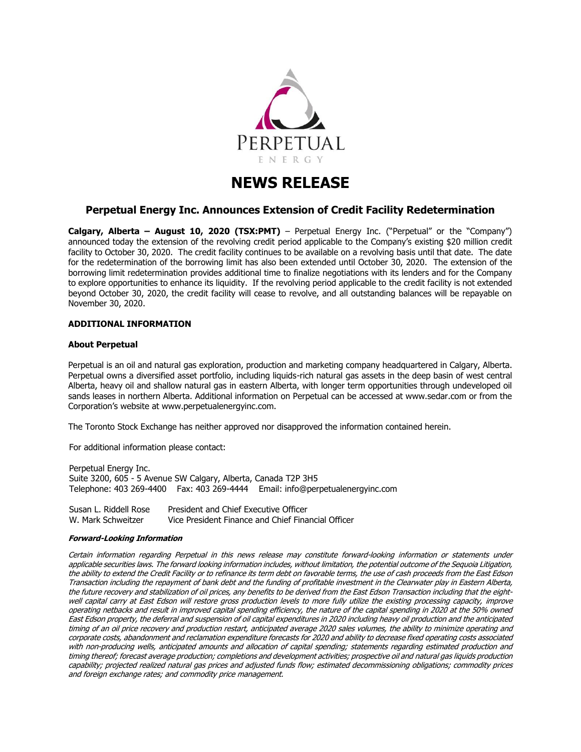# NEWS RELEASE

## Perpetual Energy Inc. Announces Extension of Credit Facility Redetermination

**Calgary, Alberta – August 10, 2020 (TSX:PMT)** – Perpetual Energy Inc. ("Perpetual" or the "Company") announced today the extension of the revolving credit period applicable to the Company's existing $20 million credit facility to October 30, 2020. The credit facility continues to be available on a revolving basis until that date. The date for the redetermination of the borrowing limit has also been extended until October 30, 2020. The extension of the borrowing limit redetermination provides additional time to finalize negotiations with its lenders and for the Company to explore opportunities to enhance its liquidity. If the revolving period applicable to the credit facility is not extended beyond October 30, 2020, the credit facility will cease to revolve, and all outstanding balances will be repayable on November 30, 2020.

### ADDITIONAL INFORMATION

#### About Perpetual

Perpetual is an oil and natural gas exploration, production and marketing company headquartered in Calgary, Alberta. Perpetual owns a diversified asset portfolio, including liquids-rich natural gas assets in the deep basin of west central Alberta, heavy oil and shallow natural gas in eastern Alberta, with longer term opportunities through undeveloped oil sands leases in northern Alberta. Additional information on Perpetual can be accessed at www.sedar.com or from the Corporation's website at www.perpetualenergyinc.com.

The Toronto Stock Exchange has neither approved nor disapproved the information contained herein.

For additional information please contact:

Perpetual Energy Inc.
Suite 3200, 605 - 5 Avenue SW Calgary, Alberta, Canada T2P 3H5
Telephone: 403 269-4400 Fax: 403 269-4444 Email: info@perpetualenergyinc.com

Susan L. Riddell Rose President and Chief Executive Officer
W. Mark Schweitzer Vice President Finance and Chief Financial Officer

***Forward-Looking Information***

*Certain information regarding Perpetual in this news release may constitute forward-looking information or statements under applicable securities laws. The forward looking information includes, without limitation, the potential outcome of the Sequoia Litigation, the ability to extend the Credit Facility or to refinance its term debt on favorable terms, the use of cash proceeds from the East Edson Transaction including the repayment of bank debt and the funding of profitable investment in the Clearwater play in Eastern Alberta, the future recovery and stabilization of oil prices, any benefits to be derived from the East Edson Transaction including that the eight-well capital carry at East Edson will restore gross production levels to more fully utilize the existing processing capacity, improve operating netbacks and result in improved capital spending efficiency, the nature of the capital spending in 2020 at the 50% owned East Edson property, the deferral and suspension of oil capital expenditures in 2020 including heavy oil production and the anticipated timing of an oil price recovery and production restart, anticipated average 2020 sales volumes, the ability to minimize operating and corporate costs, abandonment and reclamation expenditure forecasts for 2020 and ability to decrease fixed operating costs associated with non-producing wells, anticipated amounts and allocation of capital spending; statements regarding estimated production and timing thereof; forecast average production; completions and development activities; prospective oil and natural gas liquids production capability; projected realized natural gas prices and adjusted funds flow; estimated decommissioning obligations; commodity prices and foreign exchange rates; and commodity price management.*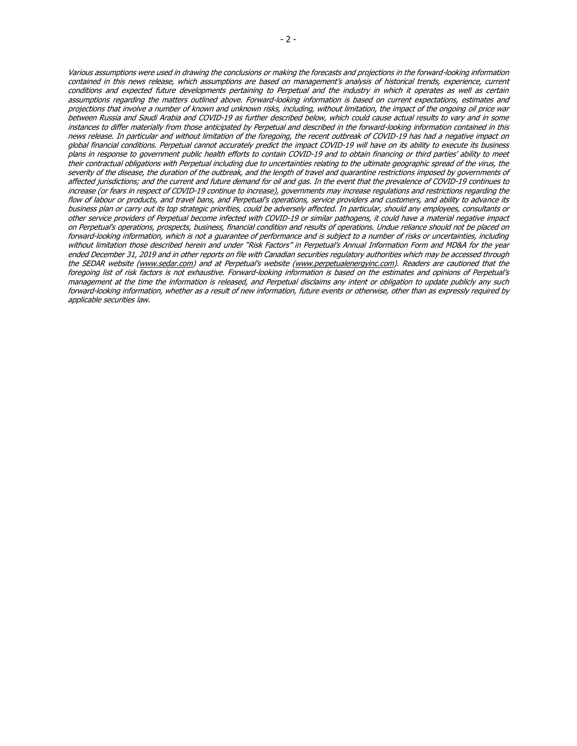*Various assumptions were used in drawing the conclusions or making the forecasts and projections in the forward-looking information contained in this news release, which assumptions are based on management's analysis of historical trends, experience, current conditions and expected future developments pertaining to Perpetual and the industry in which it operates as well as certain assumptions regarding the matters outlined above. Forward-looking information is based on current expectations, estimates and projections that involve a number of known and unknown risks, including, without limitation, the impact of the ongoing oil price war between Russia and Saudi Arabia and COVID-19 as further described below, which could cause actual results to vary and in some instances to differ materially from those anticipated by Perpetual and described in the forward-looking information contained in this news release. In particular and without limitation of the foregoing, the recent outbreak of COVID-19 has had a negative impact on global financial conditions. Perpetual cannot accurately predict the impact COVID-19 will have on its ability to execute its business plans in response to government public health efforts to contain COVID-19 and to obtain financing or third parties' ability to meet their contractual obligations with Perpetual including due to uncertainties relating to the ultimate geographic spread of the virus, the severity of the disease, the duration of the outbreak, and the length of travel and quarantine restrictions imposed by governments of affected jurisdictions; and the current and future demand for oil and gas. In the event that the prevalence of COVID-19 continues to increase (or fears in respect of COVID-19 continue to increase), governments may increase regulations and restrictions regarding the flow of labour or products, and travel bans, and Perpetual's operations, service providers and customers, and ability to advance its business plan or carry out its top strategic priorities, could be adversely affected. In particular, should any employees, consultants or other service providers of Perpetual become infected with COVID-19 or similar pathogens, it could have a material negative impact on Perpetual's operations, prospects, business, financial condition and results of operations. Undue reliance should not be placed on forward-looking information, which is not a guarantee of performance and is subject to a number of risks or uncertainties, including without limitation those described herein and under "Risk Factors" in Perpetual's Annual Information Form and MD&A for the year ended December 31, 2019 and in other reports on file with Canadian securities regulatory authorities which may be accessed through the SEDAR website (www.sedar.com) and at Perpetual's website (www.perpetualenergyinc.com). Readers are cautioned that the foregoing list of risk factors is not exhaustive. Forward-looking information is based on the estimates and opinions of Perpetual's management at the time the information is released, and Perpetual disclaims any intent or obligation to update publicly any such forward-looking information, whether as a result of new information, future events or otherwise, other than as expressly required by applicable securities law.*